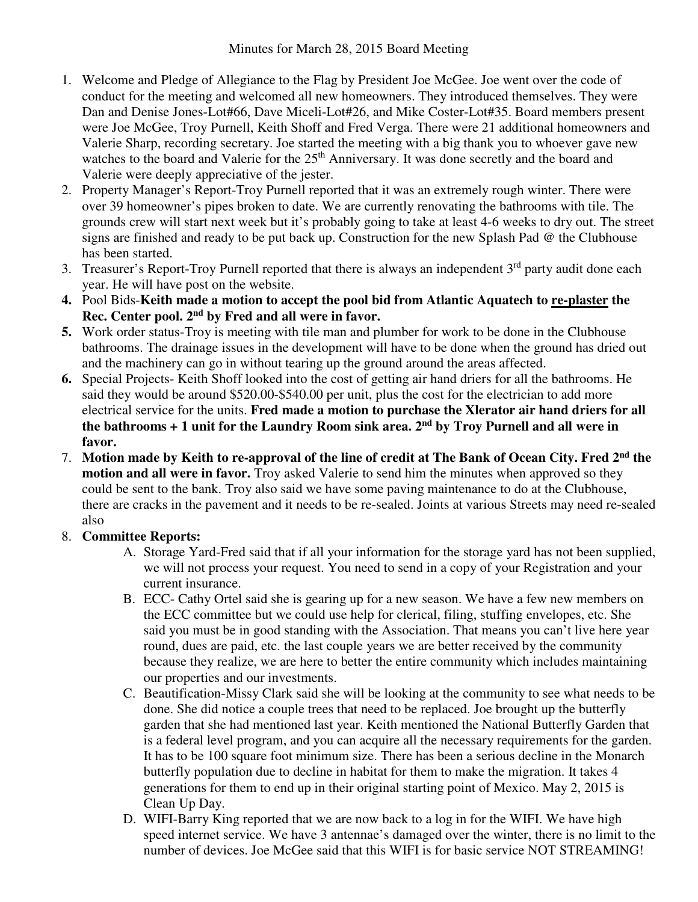Minutes for March 28, 2015 Board Meeting

1. Welcome and Pledge of Allegiance to the Flag by President Joe McGee. Joe went over the code of conduct for the meeting and welcomed all new homeowners. They introduced themselves. They were Dan and Denise Jones-Lot#66, Dave Miceli-Lot#26, and Mike Coster-Lot#35. Board members present were Joe McGee, Troy Purnell, Keith Shoff and Fred Verga. There were 21 additional homeowners and Valerie Sharp, recording secretary. Joe started the meeting with a big thank you to whoever gave new watches to the board and Valerie for the 25th Anniversary. It was done secretly and the board and Valerie were deeply appreciative of the jester.
2. Property Manager's Report-Troy Purnell reported that it was an extremely rough winter. There were over 39 homeowner's pipes broken to date. We are currently renovating the bathrooms with tile. The grounds crew will start next week but it's probably going to take at least 4-6 weeks to dry out. The street signs are finished and ready to be put back up. Construction for the new Splash Pad @ the Clubhouse has been started.
3. Treasurer's Report-Troy Purnell reported that there is always an independent 3rd party audit done each year. He will have post on the website.
4. Pool Bids-**Keith made a motion to accept the pool bid from Atlantic Aquatech to <u>re-plaster</u> the Rec. Center pool. 2nd by Fred and all were in favor.**
5. Work order status-Troy is meeting with tile man and plumber for work to be done in the Clubhouse bathrooms. The drainage issues in the development will have to be done when the ground has dried out and the machinery can go in without tearing up the ground around the areas affected.
6. Special Projects- Keith Shoff looked into the cost of getting air hand driers for all the bathrooms. He said they would be around $520.00-$540.00 per unit, plus the cost for the electrician to add more electrical service for the units. **Fred made a motion to purchase the Xlerator air hand driers for all the bathrooms + 1 unit for the Laundry Room sink area. 2nd by Troy Purnell and all were in favor.**
7. **Motion made by Keith to re-approval of the line of credit at The Bank of Ocean City. Fred 2nd the motion and all were in favor.** Troy asked Valerie to send him the minutes when approved so they could be sent to the bank. Troy also said we have some paving maintenance to do at the Clubhouse, there are cracks in the pavement and it needs to be re-sealed. Joints at various Streets may need re-sealed also
8. **Committee Reports:**
   A. Storage Yard-Fred said that if all your information for the storage yard has not been supplied, we will not process your request. You need to send in a copy of your Registration and your current insurance.
   B. ECC- Cathy Ortel said she is gearing up for a new season. We have a few new members on the ECC committee but we could use help for clerical, filing, stuffing envelopes, etc. She said you must be in good standing with the Association. That means you can't live here year round, dues are paid, etc. the last couple years we are better received by the community because they realize, we are here to better the entire community which includes maintaining our properties and our investments.
   C. Beautification-Missy Clark said she will be looking at the community to see what needs to be done. She did notice a couple trees that need to be replaced. Joe brought up the butterfly garden that she had mentioned last year. Keith mentioned the National Butterfly Garden that is a federal level program, and you can acquire all the necessary requirements for the garden. It has to be 100 square foot minimum size. There has been a serious decline in the Monarch butterfly population due to decline in habitat for them to make the migration. It takes 4 generations for them to end up in their original starting point of Mexico. May 2, 2015 is Clean Up Day.
   D. WIFI-Barry King reported that we are now back to a log in for the WIFI. We have high speed internet service. We have 3 antennae's damaged over the winter, there is no limit to the number of devices. Joe McGee said that this WIFI is for basic service NOT STREAMING!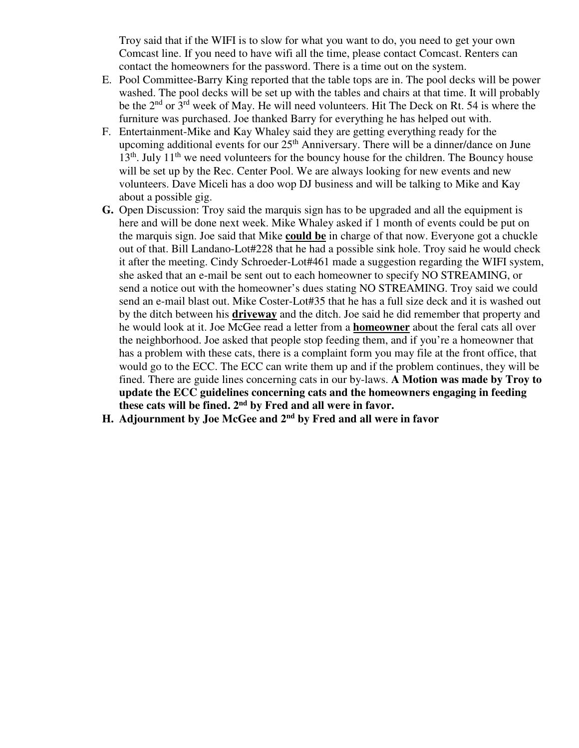Troy said that if the WIFI is to slow for what you want to do, you need to get your own Comcast line. If you need to have wifi all the time, please contact Comcast. Renters can contact the homeowners for the password. There is a time out on the system.

E. Pool Committee-Barry King reported that the table tops are in. The pool decks will be power washed. The pool decks will be set up with the tables and chairs at that time. It will probably be the 2nd or 3rd week of May. He will need volunteers. Hit The Deck on Rt. 54 is where the furniture was purchased. Joe thanked Barry for everything he has helped out with.
F. Entertainment-Mike and Kay Whaley said they are getting everything ready for the upcoming additional events for our 25th Anniversary. There will be a dinner/dance on June 13th. July 11th we need volunteers for the bouncy house for the children. The Bouncy house will be set up by the Rec. Center Pool. We are always looking for new events and new volunteers. Dave Miceli has a doo wop DJ business and will be talking to Mike and Kay about a possible gig.
**G.** Open Discussion: Troy said the marquis sign has to be upgraded and all the equipment is here and will be done next week. Mike Whaley asked if 1 month of events could be put on the marquis sign. Joe said that Mike **could be** in charge of that now. Everyone got a chuckle out of that. Bill Landano-Lot#228 that he had a possible sink hole. Troy said he would check it after the meeting. Cindy Schroeder-Lot#461 made a suggestion regarding the WIFI system, she asked that an e-mail be sent out to each homeowner to specify NO STREAMING, or send a notice out with the homeowner's dues stating NO STREAMING. Troy said we could send an e-mail blast out. Mike Coster-Lot#35 that he has a full size deck and it is washed out by the ditch between his **driveway** and the ditch. Joe said he did remember that property and he would look at it. Joe McGee read a letter from a **homeowner** about the feral cats all over the neighborhood. Joe asked that people stop feeding them, and if you're a homeowner that has a problem with these cats, there is a complaint form you may file at the front office, that would go to the ECC. The ECC can write them up and if the problem continues, they will be fined. There are guide lines concerning cats in our by-laws. **A Motion was made by Troy to update the ECC guidelines concerning cats and the homeowners engaging in feeding these cats will be fined. 2nd by Fred and all were in favor.**
**H. Adjournment by Joe McGee and 2nd by Fred and all were in favor**